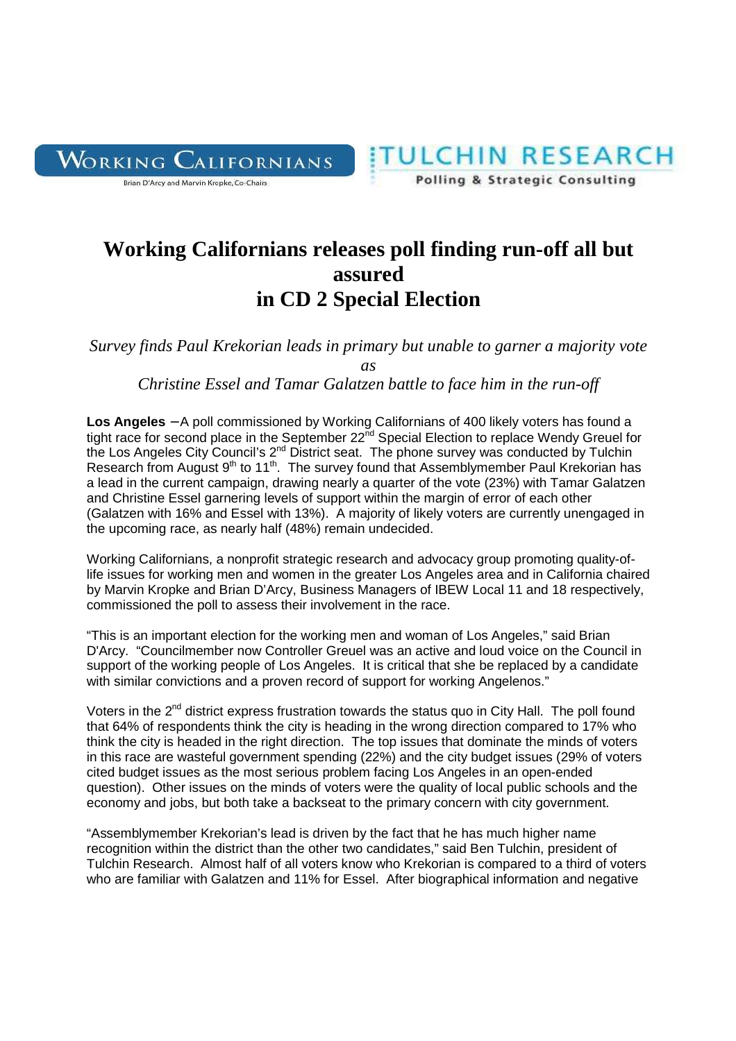WORKING CALIFORNIANS

Brian D'Arcy and Marvin Kropke, Co-Chairs

TULCHIN RESEARCH

Polling & Strategic Consulting

# Working Californians releases poll finding run-off all but assured in CD 2 Special Election

*Survey finds Paul Krekorian leads in primary but unable to garner a majority vote as Christine Essel and Tamar Galatzen battle to face him in the run-off*

**Los Angeles** –A poll commissioned by Working Californians of 400 likely voters has found a tight race for second place in the September 22nd Special Election to replace Wendy Greuel for the Los Angeles City Council's 2nd District seat. The phone survey was conducted by Tulchin Research from August 9th to 11th. The survey found that Assemblymember Paul Krekorian has a lead in the current campaign, drawing nearly a quarter of the vote (23%) with Tamar Galatzen and Christine Essel garnering levels of support within the margin of error of each other (Galatzen with 16% and Essel with 13%). A majority of likely voters are currently unengaged in the upcoming race, as nearly half (48%) remain undecided.

Working Californians, a nonprofit strategic research and advocacy group promoting quality-of-life issues for working men and women in the greater Los Angeles area and in California chaired by Marvin Kropke and Brian D'Arcy, Business Managers of IBEW Local 11 and 18 respectively, commissioned the poll to assess their involvement in the race.

"This is an important election for the working men and woman of Los Angeles," said Brian D'Arcy. "Councilmember now Controller Greuel was an active and loud voice on the Council in support of the working people of Los Angeles. It is critical that she be replaced by a candidate with similar convictions and a proven record of support for working Angelenos."

Voters in the 2nd district express frustration towards the status quo in City Hall. The poll found that 64% of respondents think the city is heading in the wrong direction compared to 17% who think the city is headed in the right direction. The top issues that dominate the minds of voters in this race are wasteful government spending (22%) and the city budget issues (29% of voters cited budget issues as the most serious problem facing Los Angeles in an open-ended question). Other issues on the minds of voters were the quality of local public schools and the economy and jobs, but both take a backseat to the primary concern with city government.

"Assemblymember Krekorian's lead is driven by the fact that he has much higher name recognition within the district than the other two candidates," said Ben Tulchin, president of Tulchin Research. Almost half of all voters know who Krekorian is compared to a third of voters who are familiar with Galatzen and 11% for Essel. After biographical information and negative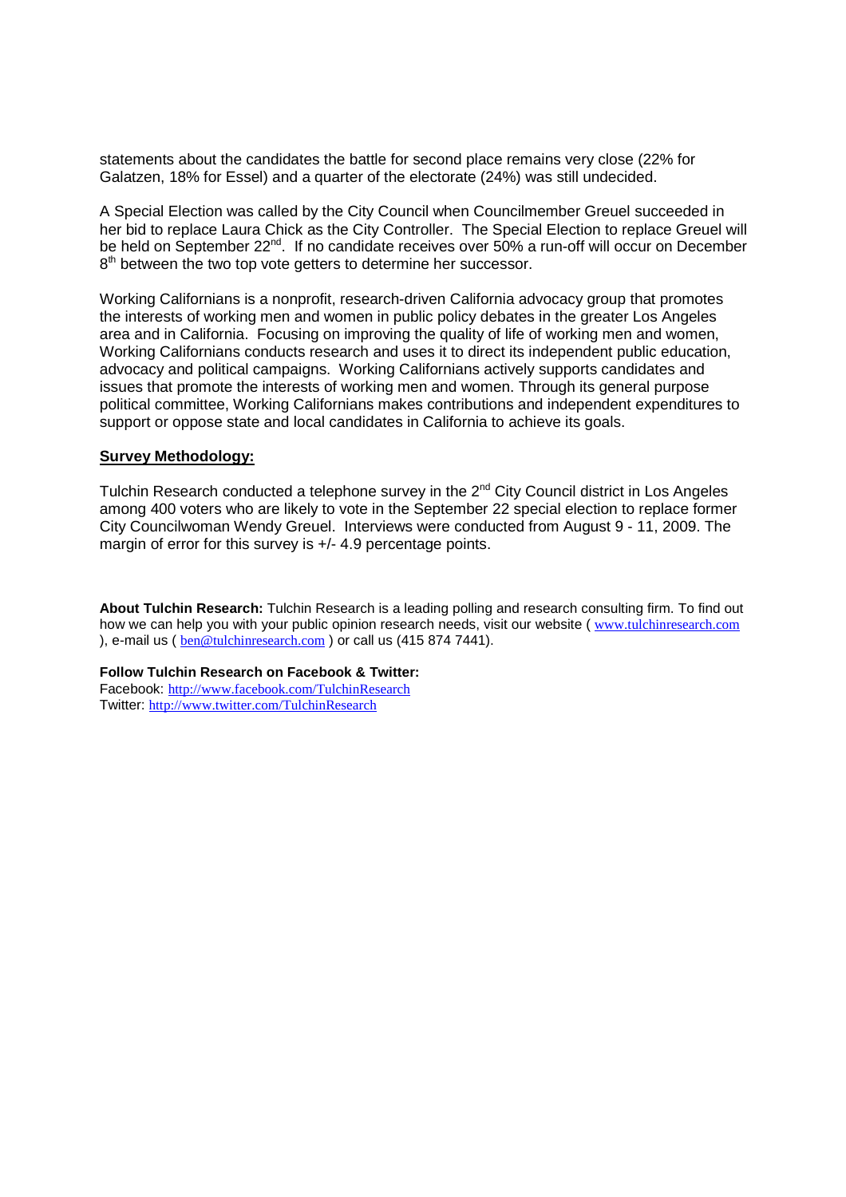statements about the candidates the battle for second place remains very close (22% for Galatzen, 18% for Essel) and a quarter of the electorate (24%) was still undecided.

A Special Election was called by the City Council when Councilmember Greuel succeeded in her bid to replace Laura Chick as the City Controller. The Special Election to replace Greuel will be held on September 22nd. If no candidate receives over 50% a run-off will occur on December 8th between the two top vote getters to determine her successor.

Working Californians is a nonprofit, research-driven California advocacy group that promotes the interests of working men and women in public policy debates in the greater Los Angeles area and in California. Focusing on improving the quality of life of working men and women, Working Californians conducts research and uses it to direct its independent public education, advocacy and political campaigns. Working Californians actively supports candidates and issues that promote the interests of working men and women. Through its general purpose political committee, Working Californians makes contributions and independent expenditures to support or oppose state and local candidates in California to achieve its goals.

**Survey Methodology:**

Tulchin Research conducted a telephone survey in the 2nd City Council district in Los Angeles among 400 voters who are likely to vote in the September 22 special election to replace former City Councilwoman Wendy Greuel. Interviews were conducted from August 9 - 11, 2009. The margin of error for this survey is +/- 4.9 percentage points.

**About Tulchin Research:** Tulchin Research is a leading polling and research consulting firm. To find out how we can help you with your public opinion research needs, visit our website ( www.tulchinresearch.com ), e-mail us ( ben@tulchinresearch.com ) or call us (415 874 7441).

**Follow Tulchin Research on Facebook & Twitter:**
Facebook: http://www.facebook.com/TulchinResearch
Twitter: http://www.twitter.com/TulchinResearch